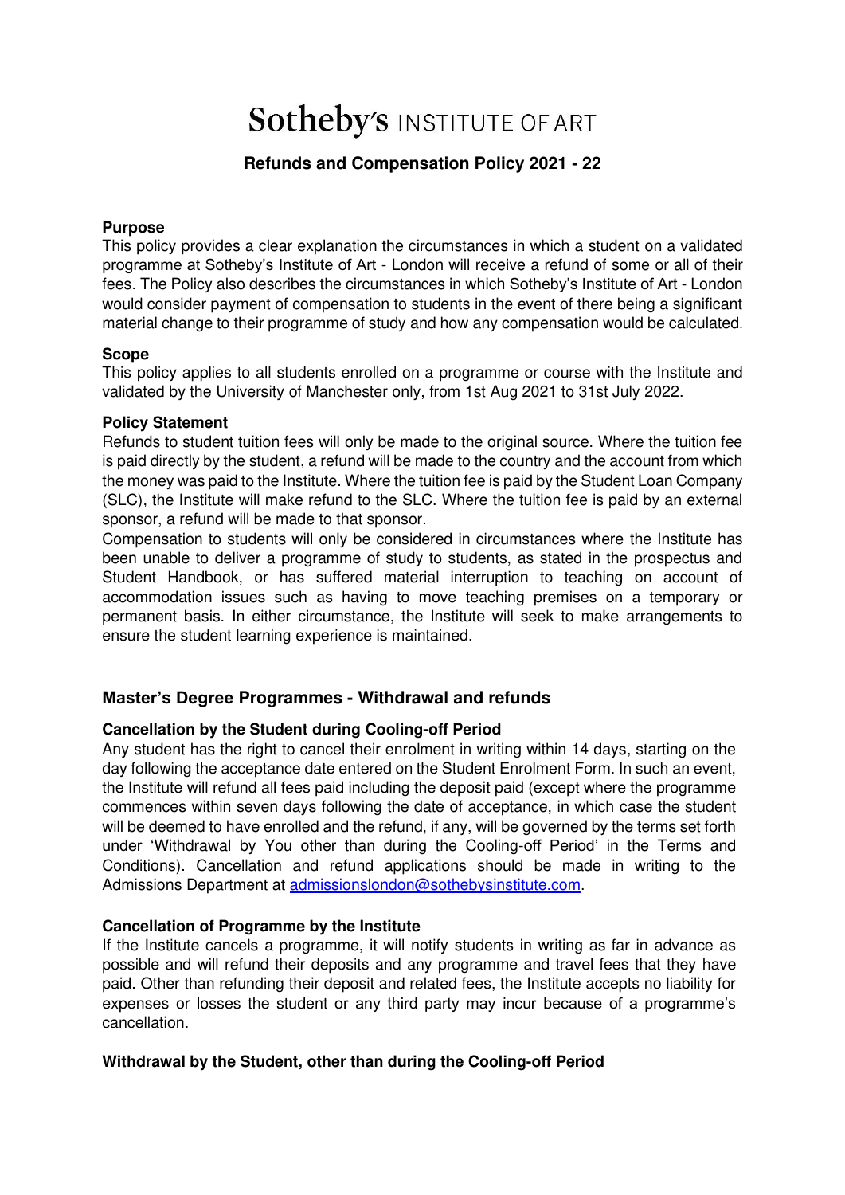# Sotheby's INSTITUTE OF ART

## Refunds and Compensation Policy 2021 - 22

**Purpose**
This policy provides a clear explanation the circumstances in which a student on a validated programme at Sotheby's Institute of Art - London will receive a refund of some or all of their fees. The Policy also describes the circumstances in which Sotheby's Institute of Art - London would consider payment of compensation to students in the event of there being a significant material change to their programme of study and how any compensation would be calculated.

**Scope**
This policy applies to all students enrolled on a programme or course with the Institute and validated by the University of Manchester only, from 1st Aug 2021 to 31st July 2022.

**Policy Statement**
Refunds to student tuition fees will only be made to the original source. Where the tuition fee is paid directly by the student, a refund will be made to the country and the account from which the money was paid to the Institute. Where the tuition fee is paid by the Student Loan Company (SLC), the Institute will make refund to the SLC. Where the tuition fee is paid by an external sponsor, a refund will be made to that sponsor.
Compensation to students will only be considered in circumstances where the Institute has been unable to deliver a programme of study to students, as stated in the prospectus and Student Handbook, or has suffered material interruption to teaching on account of accommodation issues such as having to move teaching premises on a temporary or permanent basis. In either circumstance, the Institute will seek to make arrangements to ensure the student learning experience is maintained.

### Master's Degree Programmes - Withdrawal and refunds

**Cancellation by the Student during Cooling-off Period**
Any student has the right to cancel their enrolment in writing within 14 days, starting on the day following the acceptance date entered on the Student Enrolment Form. In such an event, the Institute will refund all fees paid including the deposit paid (except where the programme commences within seven days following the date of acceptance, in which case the student will be deemed to have enrolled and the refund, if any, will be governed by the terms set forth under 'Withdrawal by You other than during the Cooling-off Period' in the Terms and Conditions). Cancellation and refund applications should be made in writing to the Admissions Department at admissionslondon@sothebysinstitute.com.

**Cancellation of Programme by the Institute**
If the Institute cancels a programme, it will notify students in writing as far in advance as possible and will refund their deposits and any programme and travel fees that they have paid. Other than refunding their deposit and related fees, the Institute accepts no liability for expenses or losses the student or any third party may incur because of a programme's cancellation.

**Withdrawal by the Student, other than during the Cooling-off Period**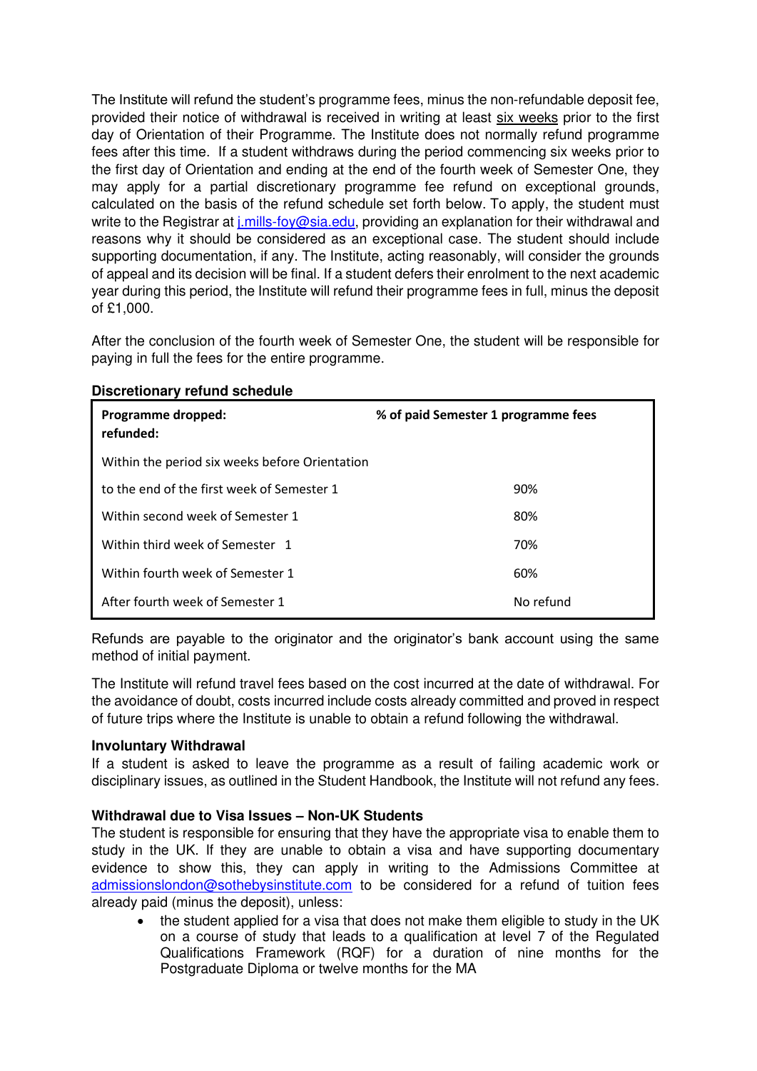The Institute will refund the student's programme fees, minus the non-refundable deposit fee, provided their notice of withdrawal is received in writing at least six weeks prior to the first day of Orientation of their Programme. The Institute does not normally refund programme fees after this time. If a student withdraws during the period commencing six weeks prior to the first day of Orientation and ending at the end of the fourth week of Semester One, they may apply for a partial discretionary programme fee refund on exceptional grounds, calculated on the basis of the refund schedule set forth below. To apply, the student must write to the Registrar at j.mills-foy@sia.edu, providing an explanation for their withdrawal and reasons why it should be considered as an exceptional case. The student should include supporting documentation, if any. The Institute, acting reasonably, will consider the grounds of appeal and its decision will be final. If a student defers their enrolment to the next academic year during this period, the Institute will refund their programme fees in full, minus the deposit of £1,000.

After the conclusion of the fourth week of Semester One, the student will be responsible for paying in full the fees for the entire programme.

**Discretionary refund schedule**

| Programme dropped: | % of paid Semester 1 programme fees refunded: |
|---|---|
| Within the period six weeks before Orientation to the end of the first week of Semester 1 | 90% |
| Within second week of Semester 1 | 80% |
| Within third week of Semester 1 | 70% |
| Within fourth week of Semester 1 | 60% |
| After fourth week of Semester 1 | No refund |

Refunds are payable to the originator and the originator's bank account using the same method of initial payment.

The Institute will refund travel fees based on the cost incurred at the date of withdrawal. For the avoidance of doubt, costs incurred include costs already committed and proved in respect of future trips where the Institute is unable to obtain a refund following the withdrawal.

**Involuntary Withdrawal**

If a student is asked to leave the programme as a result of failing academic work or disciplinary issues, as outlined in the Student Handbook, the Institute will not refund any fees.

**Withdrawal due to Visa Issues – Non-UK Students**

The student is responsible for ensuring that they have the appropriate visa to enable them to study in the UK. If they are unable to obtain a visa and have supporting documentary evidence to show this, they can apply in writing to the Admissions Committee at admissionslondon@sothebysinstitute.com to be considered for a refund of tuition fees already paid (minus the deposit), unless:

- the student applied for a visa that does not make them eligible to study in the UK on a course of study that leads to a qualification at level 7 of the Regulated Qualifications Framework (RQF) for a duration of nine months for the Postgraduate Diploma or twelve months for the MA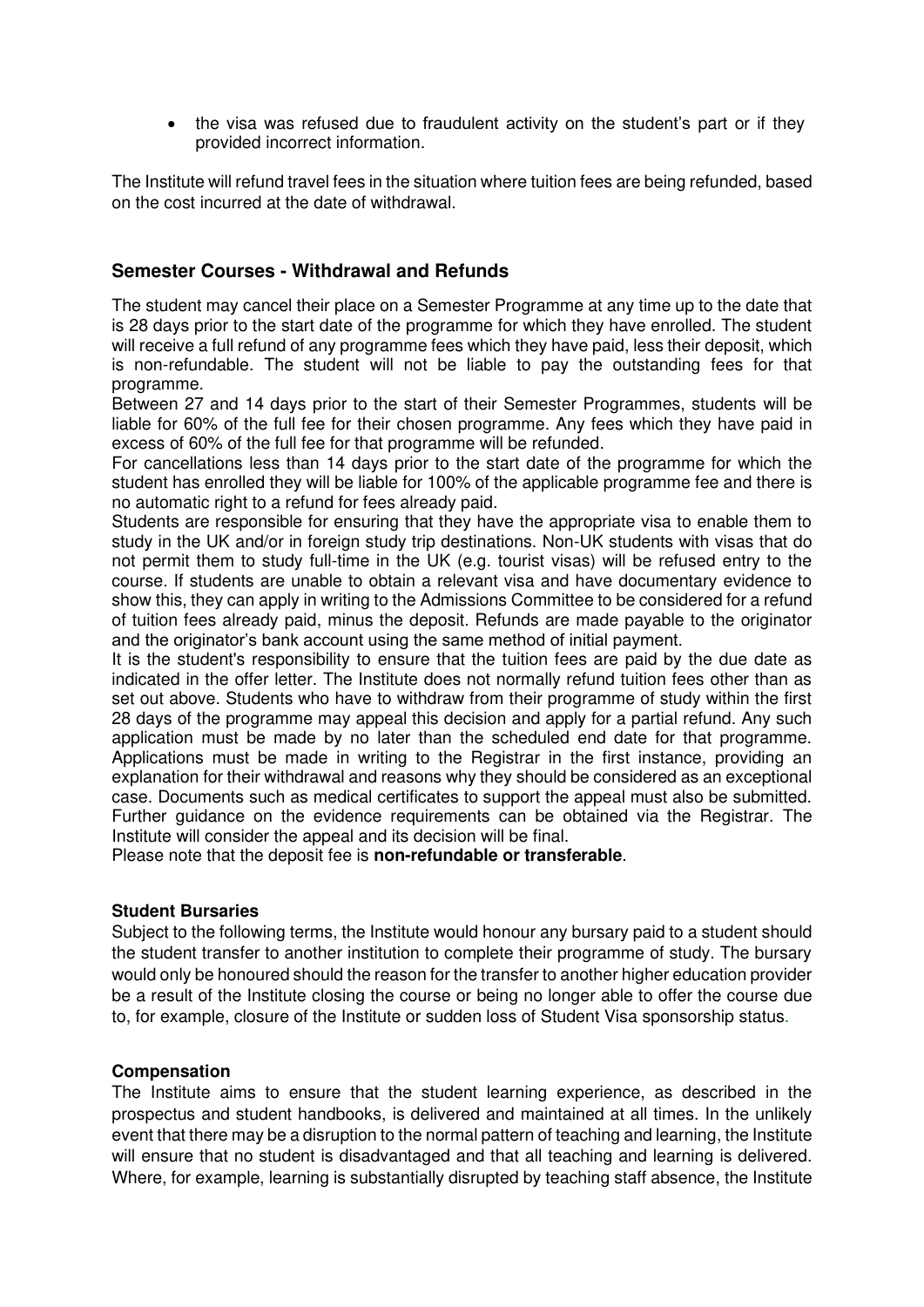- the visa was refused due to fraudulent activity on the student's part or if they provided incorrect information.

The Institute will refund travel fees in the situation where tuition fees are being refunded, based on the cost incurred at the date of withdrawal.

## Semester Courses - Withdrawal and Refunds

The student may cancel their place on a Semester Programme at any time up to the date that is 28 days prior to the start date of the programme for which they have enrolled. The student will receive a full refund of any programme fees which they have paid, less their deposit, which is non-refundable. The student will not be liable to pay the outstanding fees for that programme.

Between 27 and 14 days prior to the start of their Semester Programmes, students will be liable for 60% of the full fee for their chosen programme. Any fees which they have paid in excess of 60% of the full fee for that programme will be refunded.

For cancellations less than 14 days prior to the start date of the programme for which the student has enrolled they will be liable for 100% of the applicable programme fee and there is no automatic right to a refund for fees already paid.

Students are responsible for ensuring that they have the appropriate visa to enable them to study in the UK and/or in foreign study trip destinations. Non-UK students with visas that do not permit them to study full-time in the UK (e.g. tourist visas) will be refused entry to the course. If students are unable to obtain a relevant visa and have documentary evidence to show this, they can apply in writing to the Admissions Committee to be considered for a refund of tuition fees already paid, minus the deposit. Refunds are made payable to the originator and the originator's bank account using the same method of initial payment.

It is the student's responsibility to ensure that the tuition fees are paid by the due date as indicated in the offer letter. The Institute does not normally refund tuition fees other than as set out above. Students who have to withdraw from their programme of study within the first 28 days of the programme may appeal this decision and apply for a partial refund. Any such application must be made by no later than the scheduled end date for that programme. Applications must be made in writing to the Registrar in the first instance, providing an explanation for their withdrawal and reasons why they should be considered as an exceptional case. Documents such as medical certificates to support the appeal must also be submitted. Further guidance on the evidence requirements can be obtained via the Registrar. The Institute will consider the appeal and its decision will be final.

Please note that the deposit fee is **non-refundable or transferable**.

### Student Bursaries

Subject to the following terms, the Institute would honour any bursary paid to a student should the student transfer to another institution to complete their programme of study. The bursary would only be honoured should the reason for the transfer to another higher education provider be a result of the Institute closing the course or being no longer able to offer the course due to, for example, closure of the Institute or sudden loss of Student Visa sponsorship status.

### Compensation

The Institute aims to ensure that the student learning experience, as described in the prospectus and student handbooks, is delivered and maintained at all times. In the unlikely event that there may be a disruption to the normal pattern of teaching and learning, the Institute will ensure that no student is disadvantaged and that all teaching and learning is delivered. Where, for example, learning is substantially disrupted by teaching staff absence, the Institute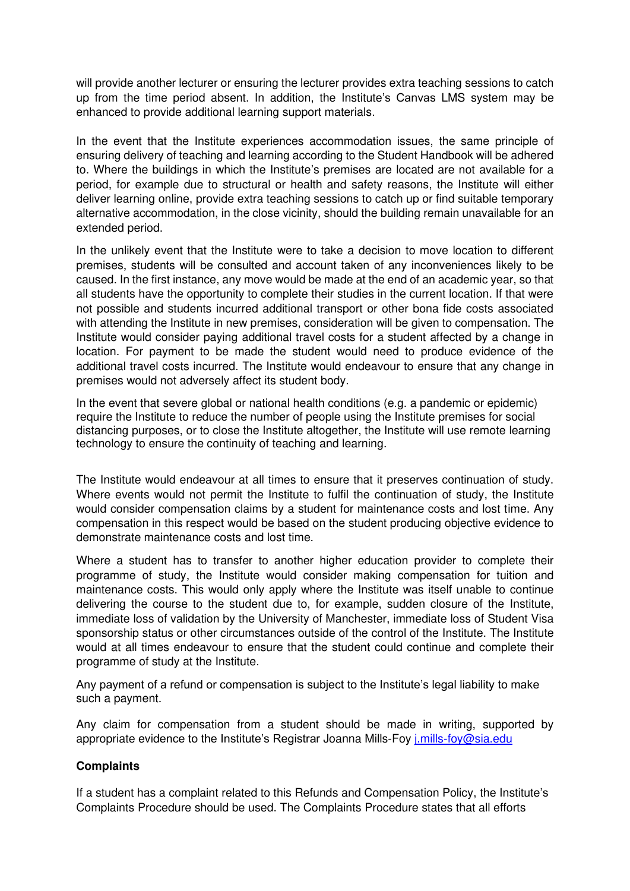will provide another lecturer or ensuring the lecturer provides extra teaching sessions to catch up from the time period absent. In addition, the Institute's Canvas LMS system may be enhanced to provide additional learning support materials.

In the event that the Institute experiences accommodation issues, the same principle of ensuring delivery of teaching and learning according to the Student Handbook will be adhered to. Where the buildings in which the Institute's premises are located are not available for a period, for example due to structural or health and safety reasons, the Institute will either deliver learning online, provide extra teaching sessions to catch up or find suitable temporary alternative accommodation, in the close vicinity, should the building remain unavailable for an extended period.

In the unlikely event that the Institute were to take a decision to move location to different premises, students will be consulted and account taken of any inconveniences likely to be caused. In the first instance, any move would be made at the end of an academic year, so that all students have the opportunity to complete their studies in the current location. If that were not possible and students incurred additional transport or other bona fide costs associated with attending the Institute in new premises, consideration will be given to compensation. The Institute would consider paying additional travel costs for a student affected by a change in location. For payment to be made the student would need to produce evidence of the additional travel costs incurred. The Institute would endeavour to ensure that any change in premises would not adversely affect its student body.

In the event that severe global or national health conditions (e.g. a pandemic or epidemic) require the Institute to reduce the number of people using the Institute premises for social distancing purposes, or to close the Institute altogether, the Institute will use remote learning technology to ensure the continuity of teaching and learning.

The Institute would endeavour at all times to ensure that it preserves continuation of study. Where events would not permit the Institute to fulfil the continuation of study, the Institute would consider compensation claims by a student for maintenance costs and lost time. Any compensation in this respect would be based on the student producing objective evidence to demonstrate maintenance costs and lost time.

Where a student has to transfer to another higher education provider to complete their programme of study, the Institute would consider making compensation for tuition and maintenance costs. This would only apply where the Institute was itself unable to continue delivering the course to the student due to, for example, sudden closure of the Institute, immediate loss of validation by the University of Manchester, immediate loss of Student Visa sponsorship status or other circumstances outside of the control of the Institute. The Institute would at all times endeavour to ensure that the student could continue and complete their programme of study at the Institute.

Any payment of a refund or compensation is subject to the Institute's legal liability to make such a payment.

Any claim for compensation from a student should be made in writing, supported by appropriate evidence to the Institute's Registrar Joanna Mills-Foy [j.mills-foy@sia.edu](mailto:j.mills-foy@sia.edu)

**Complaints**

If a student has a complaint related to this Refunds and Compensation Policy, the Institute's Complaints Procedure should be used. The Complaints Procedure states that all efforts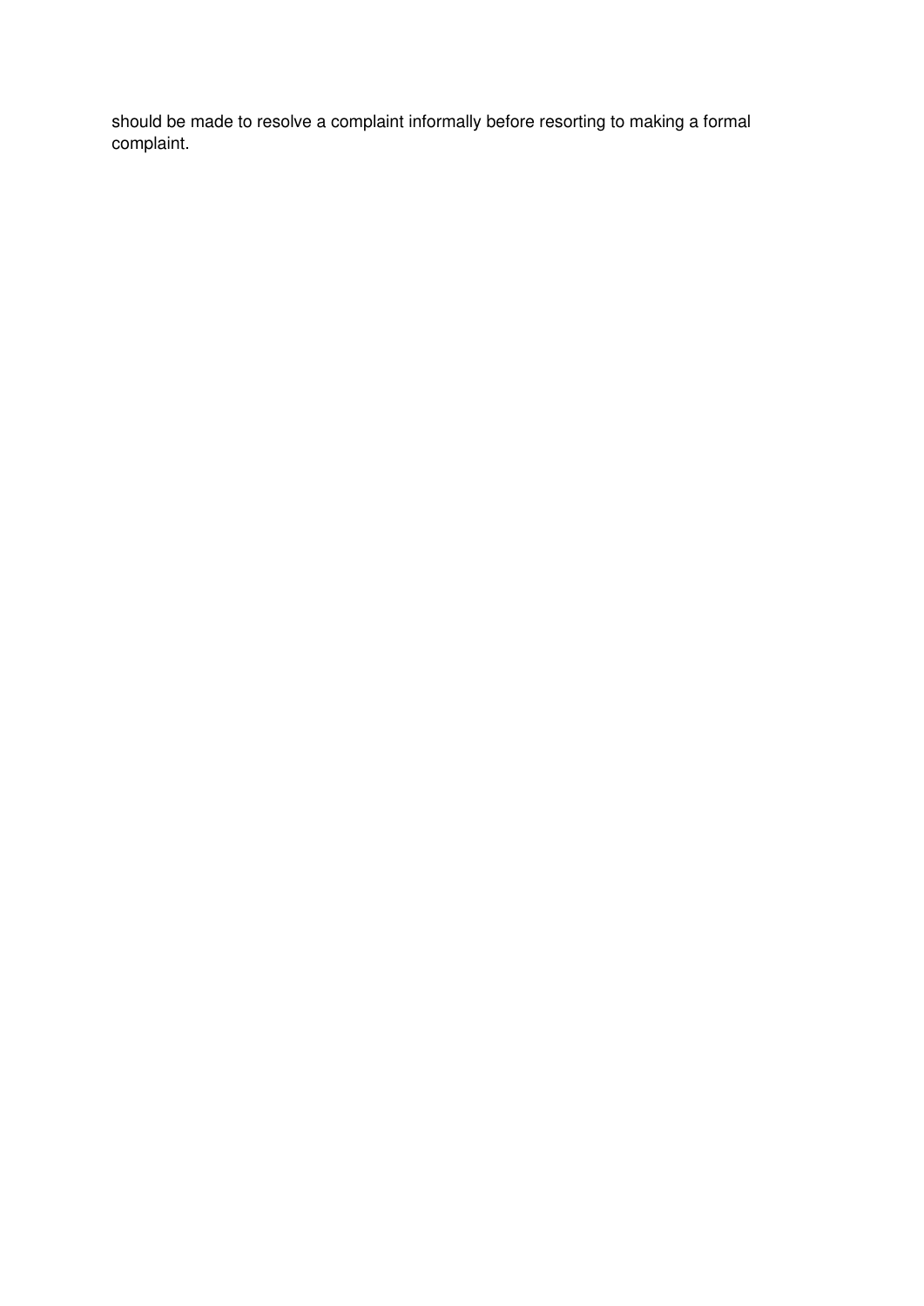should be made to resolve a complaint informally before resorting to making a formal complaint.